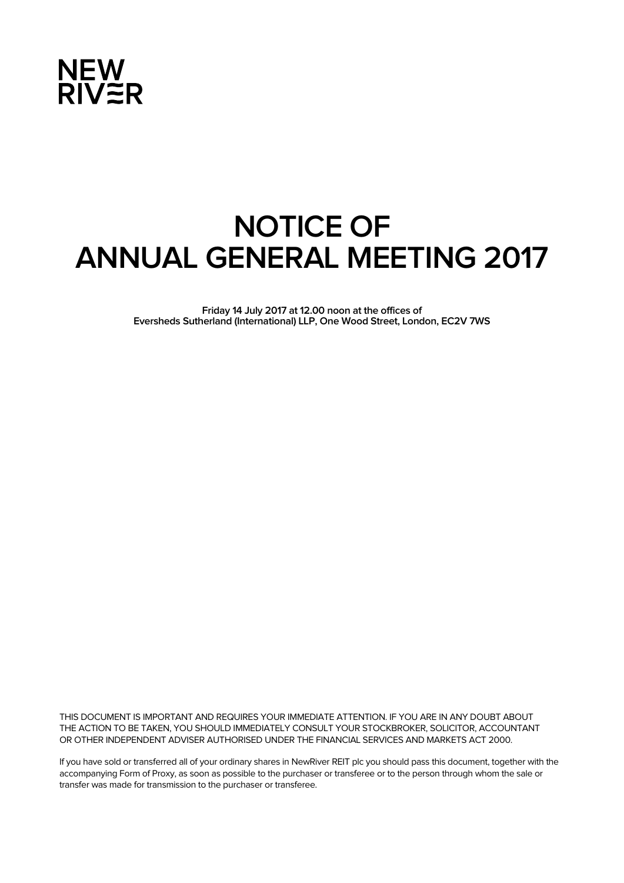NEW
RIVER

# NOTICE OF ANNUAL GENERAL MEETING 2017

**Friday 14 July 2017 at 12.00 noon at the offices of Eversheds Sutherland (International) LLP, One Wood Street, London, EC2V 7WS**

THIS DOCUMENT IS IMPORTANT AND REQUIRES YOUR IMMEDIATE ATTENTION. IF YOU ARE IN ANY DOUBT ABOUT THE ACTION TO BE TAKEN, YOU SHOULD IMMEDIATELY CONSULT YOUR STOCKBROKER, SOLICITOR, ACCOUNTANT OR OTHER INDEPENDENT ADVISER AUTHORISED UNDER THE FINANCIAL SERVICES AND MARKETS ACT 2000.

If you have sold or transferred all of your ordinary shares in NewRiver REIT plc you should pass this document, together with the accompanying Form of Proxy, as soon as possible to the purchaser or transferee or to the person through whom the sale or transfer was made for transmission to the purchaser or transferee.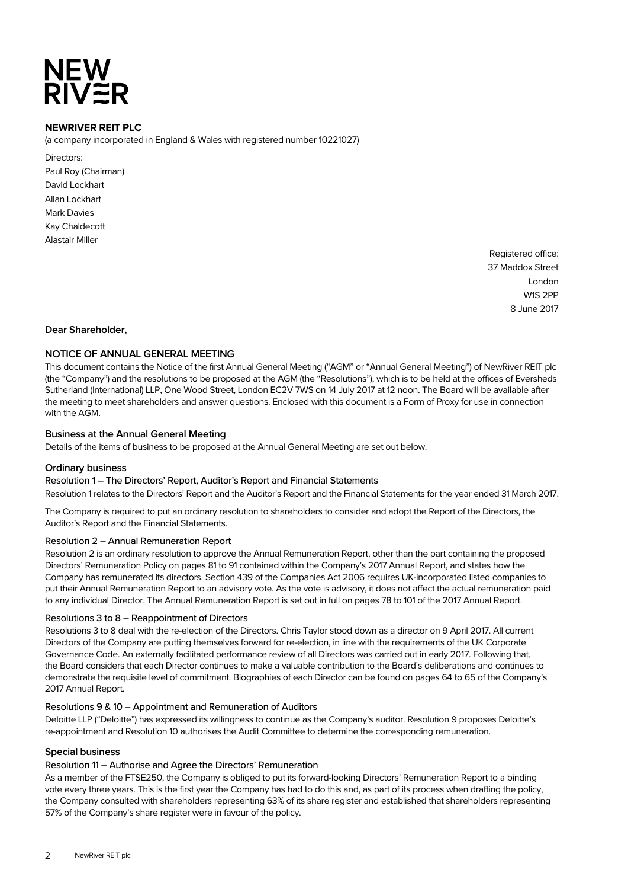# NEW RIVER

**NEWRIVER REIT PLC**

(a company incorporated in England & Wales with registered number 10221027)

Directors:
Paul Roy (Chairman)
David Lockhart
Allan Lockhart
Mark Davies
Kay Chaldecott
Alastair Miller

Registered office:
37 Maddox Street
London
W1S 2PP
8 June 2017

**Dear Shareholder,**

## NOTICE OF ANNUAL GENERAL MEETING

This document contains the Notice of the first Annual General Meeting ("AGM" or "Annual General Meeting") of NewRiver REIT plc (the "Company") and the resolutions to be proposed at the AGM (the "Resolutions"), which is to be held at the offices of Eversheds Sutherland (International) LLP, One Wood Street, London EC2V 7WS on 14 July 2017 at 12 noon. The Board will be available after the meeting to meet shareholders and answer questions. Enclosed with this document is a Form of Proxy for use in connection with the AGM.

### Business at the Annual General Meeting

Details of the items of business to be proposed at the Annual General Meeting are set out below.

### Ordinary business

#### Resolution 1 – The Directors' Report, Auditor's Report and Financial Statements

Resolution 1 relates to the Directors' Report and the Auditor's Report and the Financial Statements for the year ended 31 March 2017.

The Company is required to put an ordinary resolution to shareholders to consider and adopt the Report of the Directors, the Auditor's Report and the Financial Statements.

#### Resolution 2 – Annual Remuneration Report

Resolution 2 is an ordinary resolution to approve the Annual Remuneration Report, other than the part containing the proposed Directors' Remuneration Policy on pages 81 to 91 contained within the Company's 2017 Annual Report, and states how the Company has remunerated its directors. Section 439 of the Companies Act 2006 requires UK-incorporated listed companies to put their Annual Remuneration Report to an advisory vote. As the vote is advisory, it does not affect the actual remuneration paid to any individual Director. The Annual Remuneration Report is set out in full on pages 78 to 101 of the 2017 Annual Report.

#### Resolutions 3 to 8 – Reappointment of Directors

Resolutions 3 to 8 deal with the re-election of the Directors. Chris Taylor stood down as a director on 9 April 2017. All current Directors of the Company are putting themselves forward for re-election, in line with the requirements of the UK Corporate Governance Code. An externally facilitated performance review of all Directors was carried out in early 2017. Following that, the Board considers that each Director continues to make a valuable contribution to the Board's deliberations and continues to demonstrate the requisite level of commitment. Biographies of each Director can be found on pages 64 to 65 of the Company's 2017 Annual Report.

#### Resolutions 9 & 10 – Appointment and Remuneration of Auditors

Deloitte LLP ("Deloitte") has expressed its willingness to continue as the Company's auditor. Resolution 9 proposes Deloitte's re-appointment and Resolution 10 authorises the Audit Committee to determine the corresponding remuneration.

### Special business

#### Resolution 11 – Authorise and Agree the Directors' Remuneration

As a member of the FTSE250, the Company is obliged to put its forward-looking Directors' Remuneration Report to a binding vote every three years. This is the first year the Company has had to do this and, as part of its process when drafting the policy, the Company consulted with shareholders representing 63% of its share register and established that shareholders representing 57% of the Company's share register were in favour of the policy.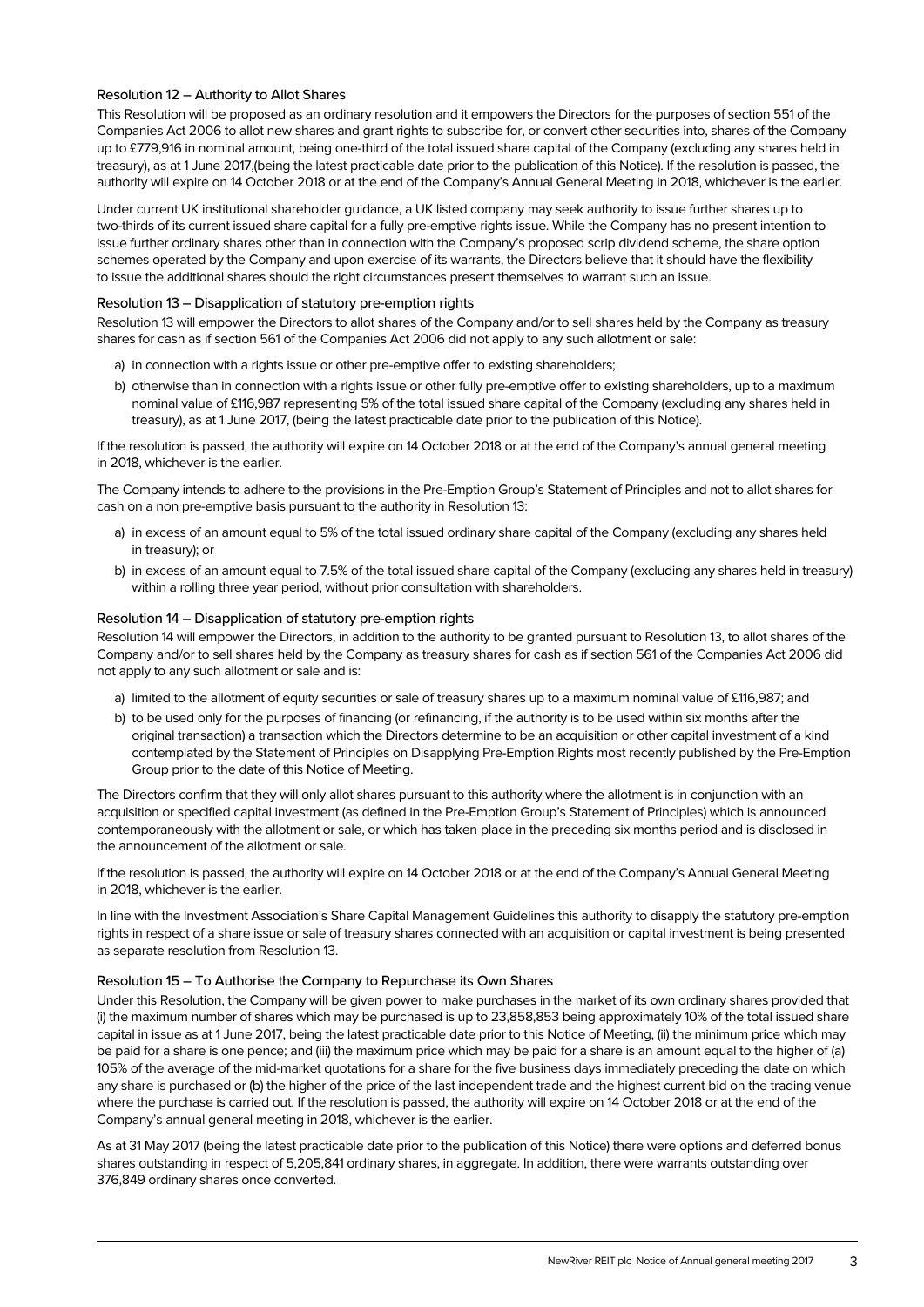### Resolution 12 – Authority to Allot Shares

This Resolution will be proposed as an ordinary resolution and it empowers the Directors for the purposes of section 551 of the Companies Act 2006 to allot new shares and grant rights to subscribe for, or convert other securities into, shares of the Company up to £779,916 in nominal amount, being one-third of the total issued share capital of the Company (excluding any shares held in treasury), as at 1 June 2017,(being the latest practicable date prior to the publication of this Notice). If the resolution is passed, the authority will expire on 14 October 2018 or at the end of the Company's Annual General Meeting in 2018, whichever is the earlier.

Under current UK institutional shareholder guidance, a UK listed company may seek authority to issue further shares up to two-thirds of its current issued share capital for a fully pre-emptive rights issue. While the Company has no present intention to issue further ordinary shares other than in connection with the Company's proposed scrip dividend scheme, the share option schemes operated by the Company and upon exercise of its warrants, the Directors believe that it should have the flexibility to issue the additional shares should the right circumstances present themselves to warrant such an issue.

### Resolution 13 – Disapplication of statutory pre-emption rights

Resolution 13 will empower the Directors to allot shares of the Company and/or to sell shares held by the Company as treasury shares for cash as if section 561 of the Companies Act 2006 did not apply to any such allotment or sale:

a) in connection with a rights issue or other pre-emptive offer to existing shareholders;
b) otherwise than in connection with a rights issue or other fully pre-emptive offer to existing shareholders, up to a maximum nominal value of £116,987 representing 5% of the total issued share capital of the Company (excluding any shares held in treasury), as at 1 June 2017, (being the latest practicable date prior to the publication of this Notice).

If the resolution is passed, the authority will expire on 14 October 2018 or at the end of the Company's annual general meeting in 2018, whichever is the earlier.

The Company intends to adhere to the provisions in the Pre-Emption Group's Statement of Principles and not to allot shares for cash on a non pre-emptive basis pursuant to the authority in Resolution 13:

a) in excess of an amount equal to 5% of the total issued ordinary share capital of the Company (excluding any shares held in treasury); or
b) in excess of an amount equal to 7.5% of the total issued share capital of the Company (excluding any shares held in treasury) within a rolling three year period, without prior consultation with shareholders.

### Resolution 14 – Disapplication of statutory pre-emption rights

Resolution 14 will empower the Directors, in addition to the authority to be granted pursuant to Resolution 13, to allot shares of the Company and/or to sell shares held by the Company as treasury shares for cash as if section 561 of the Companies Act 2006 did not apply to any such allotment or sale and is:

a) limited to the allotment of equity securities or sale of treasury shares up to a maximum nominal value of £116,987; and
b) to be used only for the purposes of financing (or refinancing, if the authority is to be used within six months after the original transaction) a transaction which the Directors determine to be an acquisition or other capital investment of a kind contemplated by the Statement of Principles on Disapplying Pre-Emption Rights most recently published by the Pre-Emption Group prior to the date of this Notice of Meeting.

The Directors confirm that they will only allot shares pursuant to this authority where the allotment is in conjunction with an acquisition or specified capital investment (as defined in the Pre-Emption Group's Statement of Principles) which is announced contemporaneously with the allotment or sale, or which has taken place in the preceding six months period and is disclosed in the announcement of the allotment or sale.

If the resolution is passed, the authority will expire on 14 October 2018 or at the end of the Company's Annual General Meeting in 2018, whichever is the earlier.

In line with the Investment Association's Share Capital Management Guidelines this authority to disapply the statutory pre-emption rights in respect of a share issue or sale of treasury shares connected with an acquisition or capital investment is being presented as separate resolution from Resolution 13.

### Resolution 15 – To Authorise the Company to Repurchase its Own Shares

Under this Resolution, the Company will be given power to make purchases in the market of its own ordinary shares provided that (i) the maximum number of shares which may be purchased is up to 23,858,853 being approximately 10% of the total issued share capital in issue as at 1 June 2017, being the latest practicable date prior to this Notice of Meeting, (ii) the minimum price which may be paid for a share is one pence; and (iii) the maximum price which may be paid for a share is an amount equal to the higher of (a) 105% of the average of the mid-market quotations for a share for the five business days immediately preceding the date on which any share is purchased or (b) the higher of the price of the last independent trade and the highest current bid on the trading venue where the purchase is carried out. If the resolution is passed, the authority will expire on 14 October 2018 or at the end of the Company's annual general meeting in 2018, whichever is the earlier.

As at 31 May 2017 (being the latest practicable date prior to the publication of this Notice) there were options and deferred bonus shares outstanding in respect of 5,205,841 ordinary shares, in aggregate. In addition, there were warrants outstanding over 376,849 ordinary shares once converted.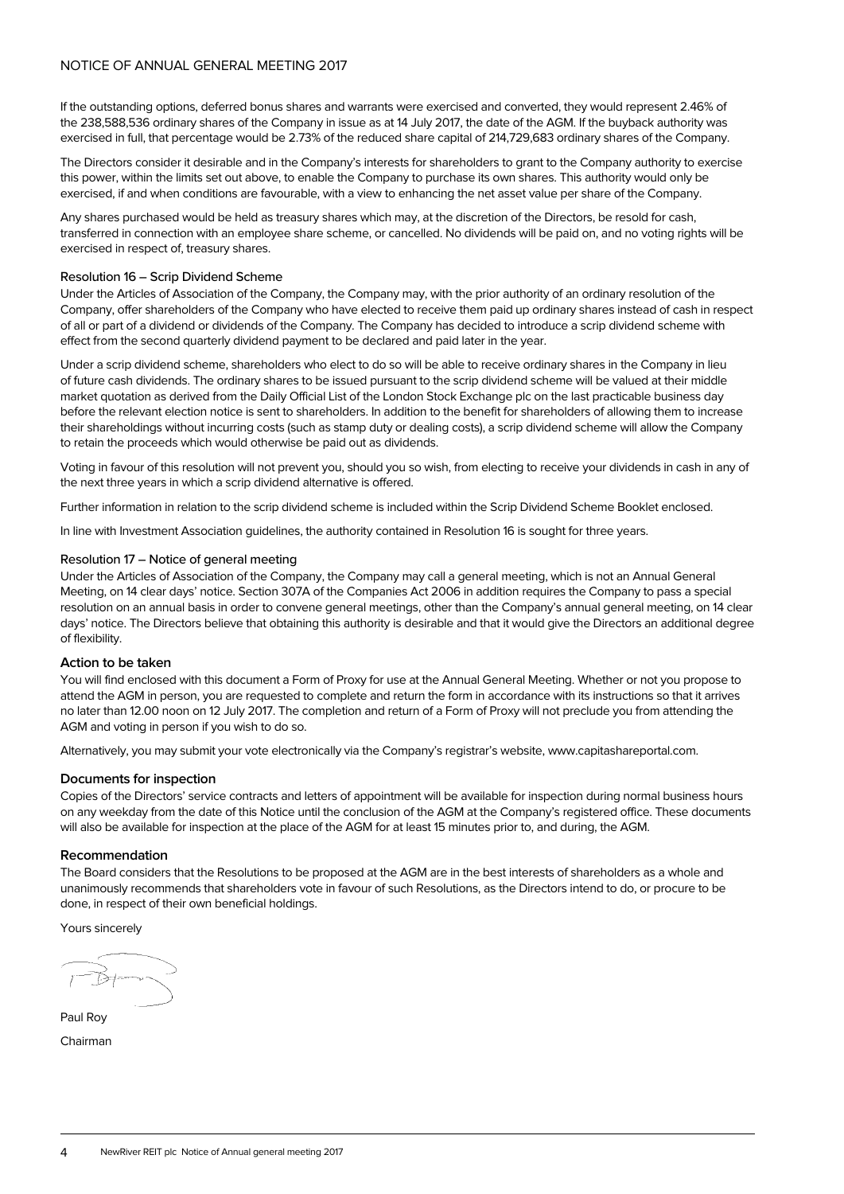If the outstanding options, deferred bonus shares and warrants were exercised and converted, they would represent 2.46% of the 238,588,536 ordinary shares of the Company in issue as at 14 July 2017, the date of the AGM. If the buyback authority was exercised in full, that percentage would be 2.73% of the reduced share capital of 214,729,683 ordinary shares of the Company.

The Directors consider it desirable and in the Company's interests for shareholders to grant to the Company authority to exercise this power, within the limits set out above, to enable the Company to purchase its own shares. This authority would only be exercised, if and when conditions are favourable, with a view to enhancing the net asset value per share of the Company.

Any shares purchased would be held as treasury shares which may, at the discretion of the Directors, be resold for cash, transferred in connection with an employee share scheme, or cancelled. No dividends will be paid on, and no voting rights will be exercised in respect of, treasury shares.

#### Resolution 16 – Scrip Dividend Scheme

Under the Articles of Association of the Company, the Company may, with the prior authority of an ordinary resolution of the Company, offer shareholders of the Company who have elected to receive them paid up ordinary shares instead of cash in respect of all or part of a dividend or dividends of the Company. The Company has decided to introduce a scrip dividend scheme with effect from the second quarterly dividend payment to be declared and paid later in the year.

Under a scrip dividend scheme, shareholders who elect to do so will be able to receive ordinary shares in the Company in lieu of future cash dividends. The ordinary shares to be issued pursuant to the scrip dividend scheme will be valued at their middle market quotation as derived from the Daily Official List of the London Stock Exchange plc on the last practicable business day before the relevant election notice is sent to shareholders. In addition to the benefit for shareholders of allowing them to increase their shareholdings without incurring costs (such as stamp duty or dealing costs), a scrip dividend scheme will allow the Company to retain the proceeds which would otherwise be paid out as dividends.

Voting in favour of this resolution will not prevent you, should you so wish, from electing to receive your dividends in cash in any of the next three years in which a scrip dividend alternative is offered.

Further information in relation to the scrip dividend scheme is included within the Scrip Dividend Scheme Booklet enclosed.

In line with Investment Association guidelines, the authority contained in Resolution 16 is sought for three years.

#### Resolution 17 – Notice of general meeting

Under the Articles of Association of the Company, the Company may call a general meeting, which is not an Annual General Meeting, on 14 clear days' notice. Section 307A of the Companies Act 2006 in addition requires the Company to pass a special resolution on an annual basis in order to convene general meetings, other than the Company's annual general meeting, on 14 clear days' notice. The Directors believe that obtaining this authority is desirable and that it would give the Directors an additional degree of flexibility.

### Action to be taken

You will find enclosed with this document a Form of Proxy for use at the Annual General Meeting. Whether or not you propose to attend the AGM in person, you are requested to complete and return the form in accordance with its instructions so that it arrives no later than 12.00 noon on 12 July 2017. The completion and return of a Form of Proxy will not preclude you from attending the AGM and voting in person if you wish to do so.

Alternatively, you may submit your vote electronically via the Company's registrar's website, www.capitashareportal.com.

### Documents for inspection

Copies of the Directors' service contracts and letters of appointment will be available for inspection during normal business hours on any weekday from the date of this Notice until the conclusion of the AGM at the Company's registered office. These documents will also be available for inspection at the place of the AGM for at least 15 minutes prior to, and during, the AGM.

### Recommendation

The Board considers that the Resolutions to be proposed at the AGM are in the best interests of shareholders as a whole and unanimously recommends that shareholders vote in favour of such Resolutions, as the Directors intend to do, or procure to be done, in respect of their own beneficial holdings.

Yours sincerely

Paul Roy

Chairman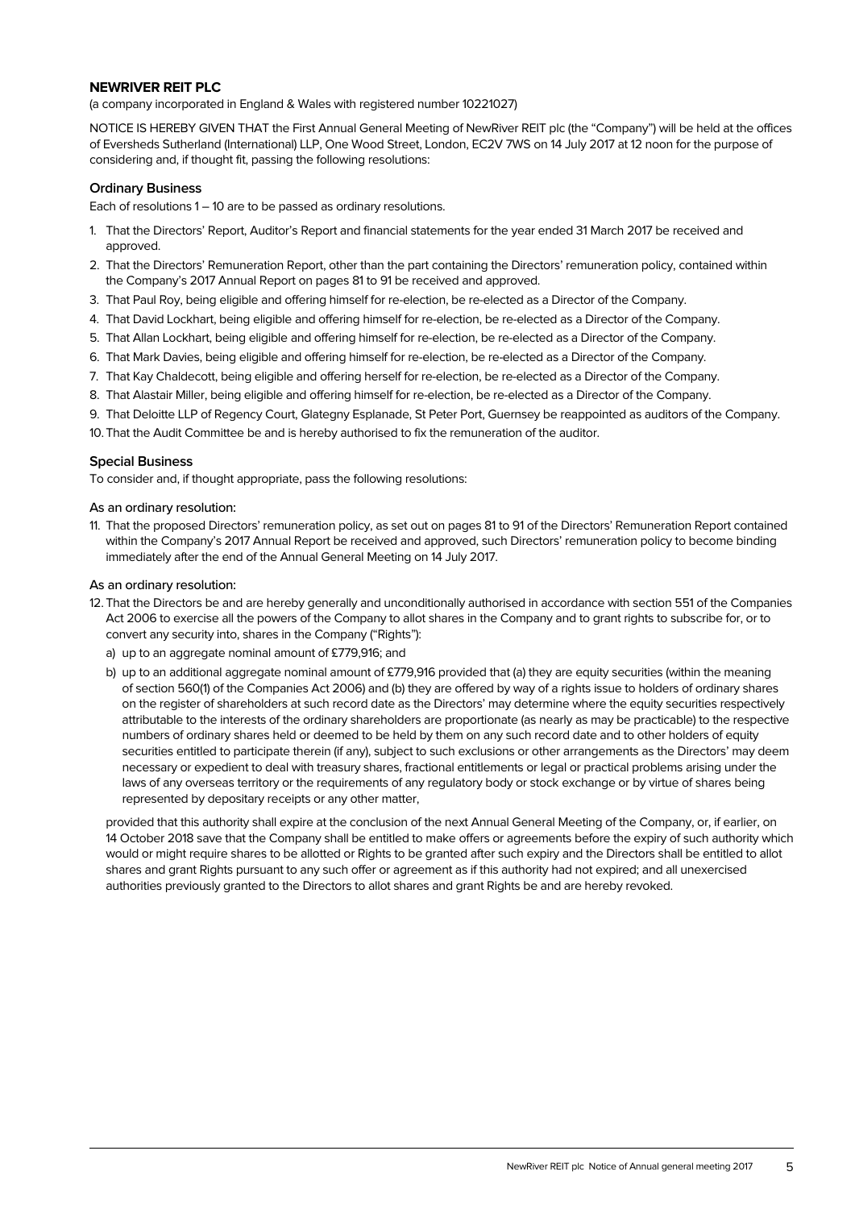**NEWRIVER REIT PLC**

(a company incorporated in England & Wales with registered number 10221027)

NOTICE IS HEREBY GIVEN THAT the First Annual General Meeting of NewRiver REIT plc (the "Company") will be held at the offices of Eversheds Sutherland (International) LLP, One Wood Street, London, EC2V 7WS on 14 July 2017 at 12 noon for the purpose of considering and, if thought fit, passing the following resolutions:

### Ordinary Business

Each of resolutions 1 – 10 are to be passed as ordinary resolutions.

1. That the Directors' Report, Auditor's Report and financial statements for the year ended 31 March 2017 be received and approved.
2. That the Directors' Remuneration Report, other than the part containing the Directors' remuneration policy, contained within the Company's 2017 Annual Report on pages 81 to 91 be received and approved.
3. That Paul Roy, being eligible and offering himself for re-election, be re-elected as a Director of the Company.
4. That David Lockhart, being eligible and offering himself for re-election, be re-elected as a Director of the Company.
5. That Allan Lockhart, being eligible and offering himself for re-election, be re-elected as a Director of the Company.
6. That Mark Davies, being eligible and offering himself for re-election, be re-elected as a Director of the Company.
7. That Kay Chaldecott, being eligible and offering herself for re-election, be re-elected as a Director of the Company.
8. That Alastair Miller, being eligible and offering himself for re-election, be re-elected as a Director of the Company.
9. That Deloitte LLP of Regency Court, Glategny Esplanade, St Peter Port, Guernsey be reappointed as auditors of the Company.
10. That the Audit Committee be and is hereby authorised to fix the remuneration of the auditor.

### Special Business

To consider and, if thought appropriate, pass the following resolutions:

As an ordinary resolution:

11. That the proposed Directors' remuneration policy, as set out on pages 81 to 91 of the Directors' Remuneration Report contained within the Company's 2017 Annual Report be received and approved, such Directors' remuneration policy to become binding immediately after the end of the Annual General Meeting on 14 July 2017.

As an ordinary resolution:

12. That the Directors be and are hereby generally and unconditionally authorised in accordance with section 551 of the Companies Act 2006 to exercise all the powers of the Company to allot shares in the Company and to grant rights to subscribe for, or to convert any security into, shares in the Company ("Rights"):

    a) up to an aggregate nominal amount of £779,916; and

    b) up to an additional aggregate nominal amount of £779,916 provided that (a) they are equity securities (within the meaning of section 560(1) of the Companies Act 2006) and (b) they are offered by way of a rights issue to holders of ordinary shares on the register of shareholders at such record date as the Directors' may determine where the equity securities respectively attributable to the interests of the ordinary shareholders are proportionate (as nearly as may be practicable) to the respective numbers of ordinary shares held or deemed to be held by them on any such record date and to other holders of equity securities entitled to participate therein (if any), subject to such exclusions or other arrangements as the Directors' may deem necessary or expedient to deal with treasury shares, fractional entitlements or legal or practical problems arising under the laws of any overseas territory or the requirements of any regulatory body or stock exchange or by virtue of shares being represented by depositary receipts or any other matter,

    provided that this authority shall expire at the conclusion of the next Annual General Meeting of the Company, or, if earlier, on 14 October 2018 save that the Company shall be entitled to make offers or agreements before the expiry of such authority which would or might require shares to be allotted or Rights to be granted after such expiry and the Directors shall be entitled to allot shares and grant Rights pursuant to any such offer or agreement as if this authority had not expired; and all unexercised authorities previously granted to the Directors to allot shares and grant Rights be and are hereby revoked.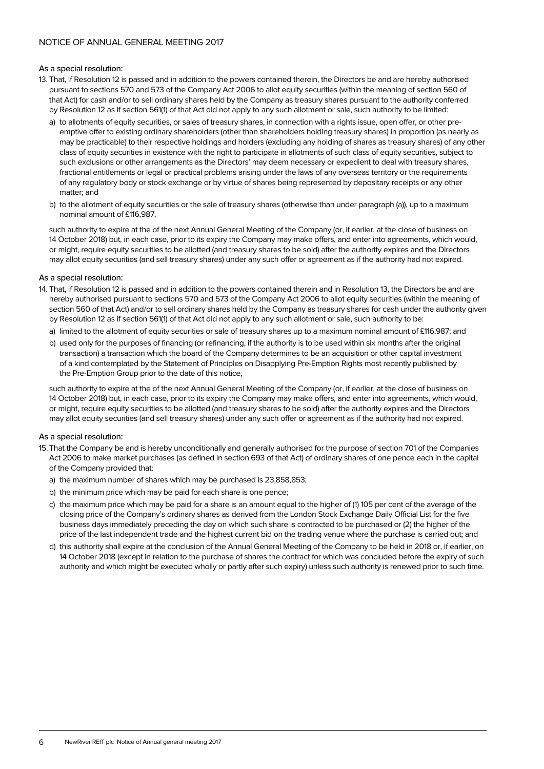As a special resolution:

13. That, if Resolution 12 is passed and in addition to the powers contained therein, the Directors be and are hereby authorised pursuant to sections 570 and 573 of the Company Act 2006 to allot equity securities (within the meaning of section 560 of that Act) for cash and/or to sell ordinary shares held by the Company as treasury shares pursuant to the authority conferred by Resolution 12 as if section 561(1) of that Act did not apply to any such allotment or sale, such authority to be limited:

    a) to allotments of equity securities, or sales of treasury shares, in connection with a rights issue, open offer, or other pre-emptive offer to existing ordinary shareholders (other than shareholders holding treasury shares) in proportion (as nearly as may be practicable) to their respective holdings and holders (excluding any holding of shares as treasury shares) of any other class of equity securities in existence with the right to participate in allotments of such class of equity securities, subject to such exclusions or other arrangements as the Directors' may deem necessary or expedient to deal with treasury shares, fractional entitlements or legal or practical problems arising under the laws of any overseas territory or the requirements of any regulatory body or stock exchange or by virtue of shares being represented by depositary receipts or any other matter; and

    b) to the allotment of equity securities or the sale of treasury shares (otherwise than under paragraph (a)), up to a maximum nominal amount of £116,987,

    such authority to expire at the of the next Annual General Meeting of the Company (or, if earlier, at the close of business on 14 October 2018) but, in each case, prior to its expiry the Company may make offers, and enter into agreements, which would, or might, require equity securities to be allotted (and treasury shares to be sold) after the authority expires and the Directors may allot equity securities (and sell treasury shares) under any such offer or agreement as if the authority had not expired.

As a special resolution:

14. That, if Resolution 12 is passed and in addition to the powers contained therein and in Resolution 13, the Directors be and are hereby authorised pursuant to sections 570 and 573 of the Company Act 2006 to allot equity securities (within the meaning of section 560 of that Act) and/or to sell ordinary shares held by the Company as treasury shares for cash under the authority given by Resolution 12 as if section 561(1) of that Act did not apply to any such allotment or sale, such authority to be:

    a) limited to the allotment of equity securities or sale of treasury shares up to a maximum nominal amount of £116,987; and

    b) used only for the purposes of financing (or refinancing, if the authority is to be used within six months after the original transaction) a transaction which the board of the Company determines to be an acquisition or other capital investment of a kind contemplated by the Statement of Principles on Disapplying Pre-Emption Rights most recently published by the Pre-Emption Group prior to the date of this notice,

    such authority to expire at the of the next Annual General Meeting of the Company (or, if earlier, at the close of business on 14 October 2018) but, in each case, prior to its expiry the Company may make offers, and enter into agreements, which would, or might, require equity securities to be allotted (and treasury shares to be sold) after the authority expires and the Directors may allot equity securities (and sell treasury shares) under any such offer or agreement as if the authority had not expired.

As a special resolution:

15. That the Company be and is hereby unconditionally and generally authorised for the purpose of section 701 of the Companies Act 2006 to make market purchases (as defined in section 693 of that Act) of ordinary shares of one pence each in the capital of the Company provided that:

    a) the maximum number of shares which may be purchased is 23,858,853;

    b) the minimum price which may be paid for each share is one pence;

    c) the maximum price which may be paid for a share is an amount equal to the higher of (1) 105 per cent of the average of the closing price of the Company's ordinary shares as derived from the London Stock Exchange Daily Official List for the five business days immediately preceding the day on which such share is contracted to be purchased or (2) the higher of the price of the last independent trade and the highest current bid on the trading venue where the purchase is carried out; and

    d) this authority shall expire at the conclusion of the Annual General Meeting of the Company to be held in 2018 or, if earlier, on 14 October 2018 (except in relation to the purchase of shares the contract for which was concluded before the expiry of such authority and which might be executed wholly or partly after such expiry) unless such authority is renewed prior to such time.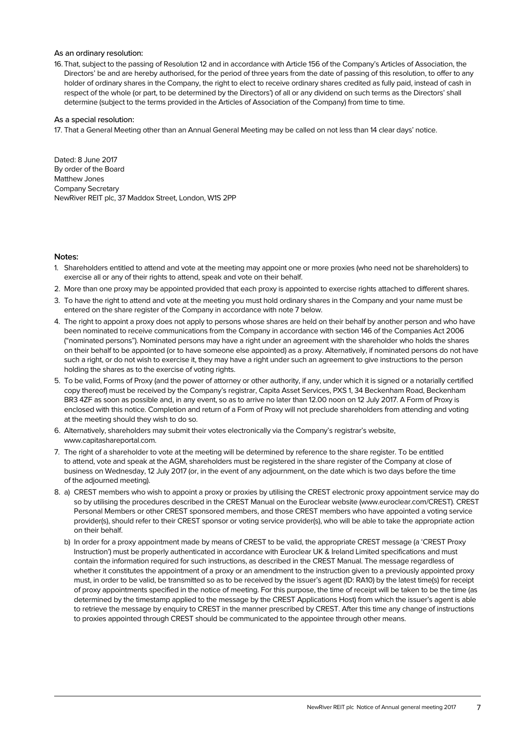As an ordinary resolution:

16. That, subject to the passing of Resolution 12 and in accordance with Article 156 of the Company's Articles of Association, the Directors' be and are hereby authorised, for the period of three years from the date of passing of this resolution, to offer to any holder of ordinary shares in the Company, the right to elect to receive ordinary shares credited as fully paid, instead of cash in respect of the whole (or part, to be determined by the Directors') of all or any dividend on such terms as the Directors' shall determine (subject to the terms provided in the Articles of Association of the Company) from time to time.

As a special resolution:

17. That a General Meeting other than an Annual General Meeting may be called on not less than 14 clear days' notice.

Dated: 8 June 2017
By order of the Board
Matthew Jones
Company Secretary
NewRiver REIT plc, 37 Maddox Street, London, W1S 2PP

**Notes:**

1. Shareholders entitled to attend and vote at the meeting may appoint one or more proxies (who need not be shareholders) to exercise all or any of their rights to attend, speak and vote on their behalf.
2. More than one proxy may be appointed provided that each proxy is appointed to exercise rights attached to different shares.
3. To have the right to attend and vote at the meeting you must hold ordinary shares in the Company and your name must be entered on the share register of the Company in accordance with note 7 below.
4. The right to appoint a proxy does not apply to persons whose shares are held on their behalf by another person and who have been nominated to receive communications from the Company in accordance with section 146 of the Companies Act 2006 ("nominated persons"). Nominated persons may have a right under an agreement with the shareholder who holds the shares on their behalf to be appointed (or to have someone else appointed) as a proxy. Alternatively, if nominated persons do not have such a right, or do not wish to exercise it, they may have a right under such an agreement to give instructions to the person holding the shares as to the exercise of voting rights.
5. To be valid, Forms of Proxy (and the power of attorney or other authority, if any, under which it is signed or a notarially certified copy thereof) must be received by the Company's registrar, Capita Asset Services, PXS 1, 34 Beckenham Road, Beckenham BR3 4ZF as soon as possible and, in any event, so as to arrive no later than 12.00 noon on 12 July 2017. A Form of Proxy is enclosed with this notice. Completion and return of a Form of Proxy will not preclude shareholders from attending and voting at the meeting should they wish to do so.
6. Alternatively, shareholders may submit their votes electronically via the Company's registrar's website, www.capitashareportal.com.
7. The right of a shareholder to vote at the meeting will be determined by reference to the share register. To be entitled to attend, vote and speak at the AGM, shareholders must be registered in the share register of the Company at close of business on Wednesday, 12 July 2017 (or, in the event of any adjournment, on the date which is two days before the time of the adjourned meeting).
8. a) CREST members who wish to appoint a proxy or proxies by utilising the CREST electronic proxy appointment service may do so by utilising the procedures described in the CREST Manual on the Euroclear website (www.euroclear.com/CREST). CREST Personal Members or other CREST sponsored members, and those CREST members who have appointed a voting service provider(s), should refer to their CREST sponsor or voting service provider(s), who will be able to take the appropriate action on their behalf.

   b) In order for a proxy appointment made by means of CREST to be valid, the appropriate CREST message (a 'CREST Proxy Instruction') must be properly authenticated in accordance with Euroclear UK & Ireland Limited specifications and must contain the information required for such instructions, as described in the CREST Manual. The message regardless of whether it constitutes the appointment of a proxy or an amendment to the instruction given to a previously appointed proxy must, in order to be valid, be transmitted so as to be received by the issuer's agent (ID: RA10) by the latest time(s) for receipt of proxy appointments specified in the notice of meeting. For this purpose, the time of receipt will be taken to be the time (as determined by the timestamp applied to the message by the CREST Applications Host) from which the issuer's agent is able to retrieve the message by enquiry to CREST in the manner prescribed by CREST. After this time any change of instructions to proxies appointed through CREST should be communicated to the appointee through other means.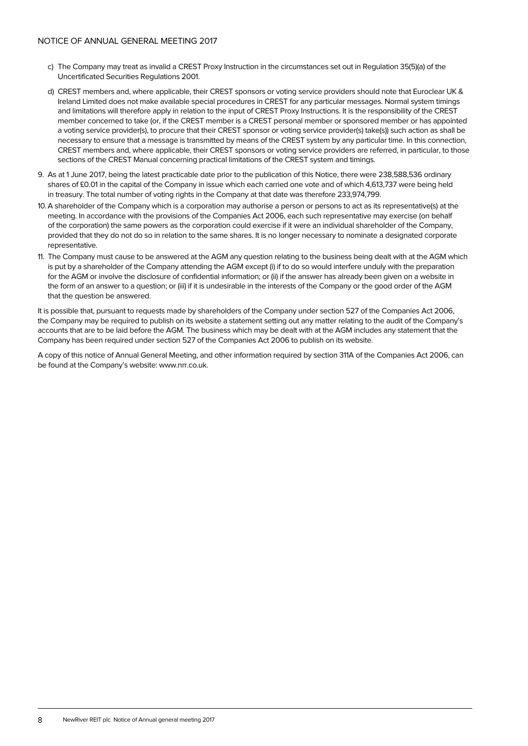c) The Company may treat as invalid a CREST Proxy Instruction in the circumstances set out in Regulation 35(5)(a) of the Uncertificated Securities Regulations 2001.

d) CREST members and, where applicable, their CREST sponsors or voting service providers should note that Euroclear UK & Ireland Limited does not make available special procedures in CREST for any particular messages. Normal system timings and limitations will therefore apply in relation to the input of CREST Proxy Instructions. It is the responsibility of the CREST member concerned to take (or, if the CREST member is a CREST personal member or sponsored member or has appointed a voting service provider(s), to procure that their CREST sponsor or voting service provider(s) take(s)) such action as shall be necessary to ensure that a message is transmitted by means of the CREST system by any particular time. In this connection, CREST members and, where applicable, their CREST sponsors or voting service providers are referred, in particular, to those sections of the CREST Manual concerning practical limitations of the CREST system and timings.

9. As at 1 June 2017, being the latest practicable date prior to the publication of this Notice, there were 238,588,536 ordinary shares of £0.01 in the capital of the Company in issue which each carried one vote and of which 4,613,737 were being held in treasury. The total number of voting rights in the Company at that date was therefore 233,974,799.

10. A shareholder of the Company which is a corporation may authorise a person or persons to act as its representative(s) at the meeting. In accordance with the provisions of the Companies Act 2006, each such representative may exercise (on behalf of the corporation) the same powers as the corporation could exercise if it were an individual shareholder of the Company, provided that they do not do so in relation to the same shares. It is no longer necessary to nominate a designated corporate representative.

11. The Company must cause to be answered at the AGM any question relating to the business being dealt with at the AGM which is put by a shareholder of the Company attending the AGM except (i) if to do so would interfere unduly with the preparation for the AGM or involve the disclosure of confidential information; or (ii) if the answer has already been given on a website in the form of an answer to a question; or (iii) if it is undesirable in the interests of the Company or the good order of the AGM that the question be answered.

It is possible that, pursuant to requests made by shareholders of the Company under section 527 of the Companies Act 2006, the Company may be required to publish on its website a statement setting out any matter relating to the audit of the Company's accounts that are to be laid before the AGM. The business which may be dealt with at the AGM includes any statement that the Company has been required under section 527 of the Companies Act 2006 to publish on its website.

A copy of this notice of Annual General Meeting, and other information required by section 311A of the Companies Act 2006, can be found at the Company's website: www.nrr.co.uk.